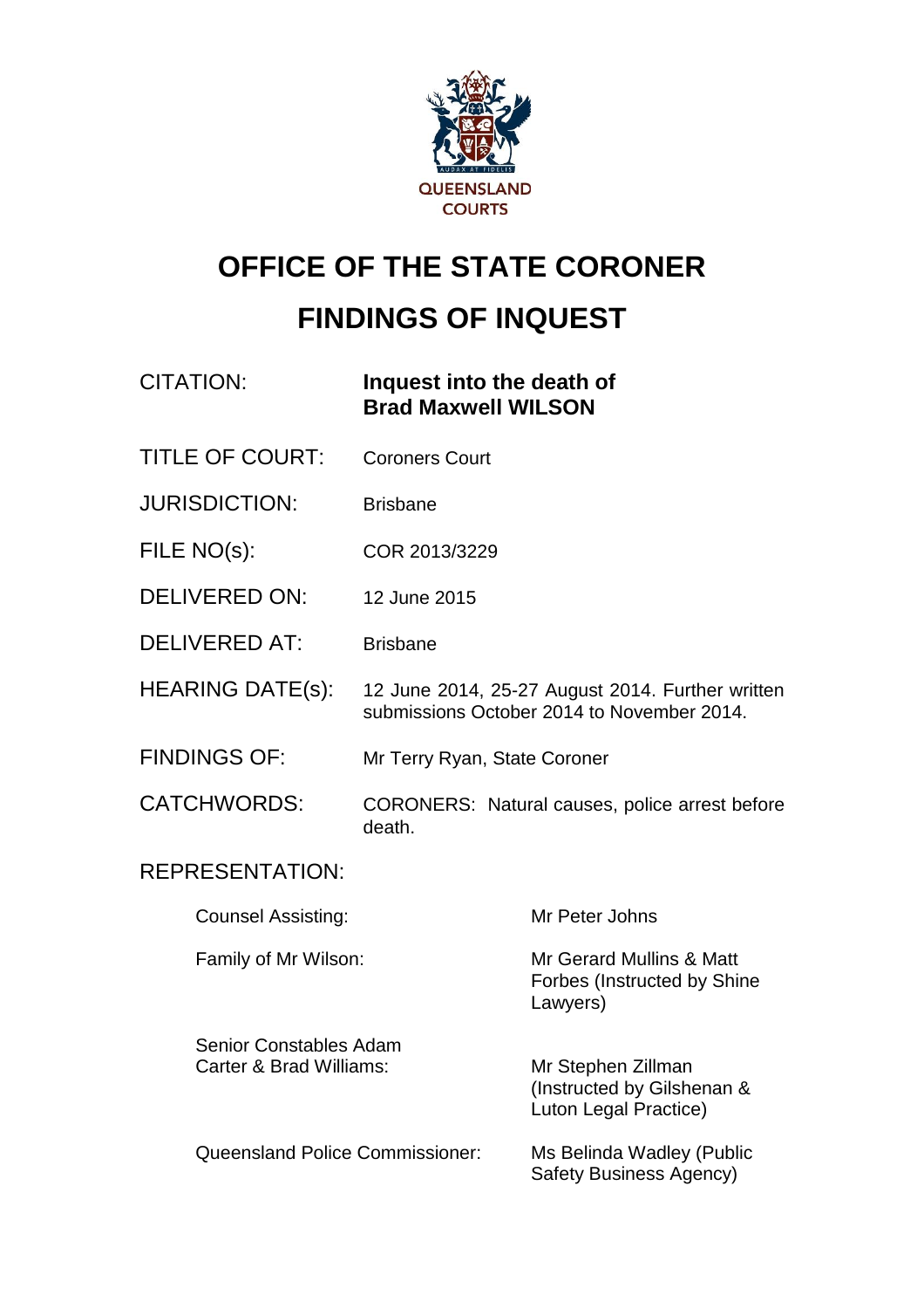QUEENSLAND COURTS

# OFFICE OF THE STATE CORONER

# FINDINGS OF INQUEST

| | |
|---|---|
| CITATION: | **Inquest into the death of Brad Maxwell WILSON** |
| TITLE OF COURT: | Coroners Court |
| JURISDICTION: | Brisbane |
| FILE NO(s): | COR 2013/3229 |
| DELIVERED ON: | 12 June 2015 |
| DELIVERED AT: | Brisbane |
| HEARING DATE(s): | 12 June 2014, 25-27 August 2014. Further written submissions October 2014 to November 2014. |
| FINDINGS OF: | Mr Terry Ryan, State Coroner |
| CATCHWORDS: | CORONERS: Natural causes, police arrest before death. |

REPRESENTATION:

| | |
|---|---|
| Counsel Assisting: | Mr Peter Johns |
| Family of Mr Wilson: | Mr Gerard Mullins & Matt Forbes (Instructed by Shine Lawyers) |
| Senior Constables Adam Carter & Brad Williams: | Mr Stephen Zillman (Instructed by Gilshenan & Luton Legal Practice) |
| Queensland Police Commissioner: | Ms Belinda Wadley (Public Safety Business Agency) |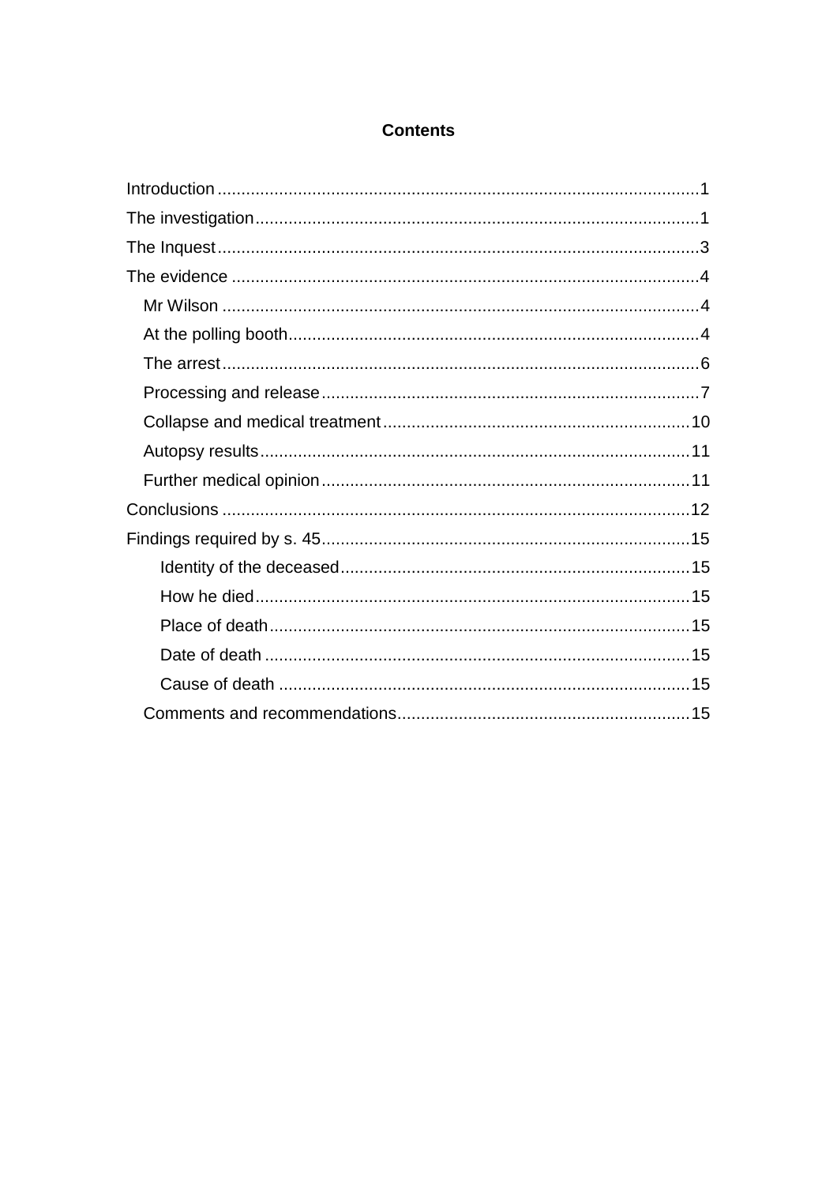## Contents

- Introduction ..... 1
- The investigation ..... 1
- The Inquest ..... 3
- The evidence ..... 4
  - Mr Wilson ..... 4
  - At the polling booth ..... 4
  - The arrest ..... 6
  - Processing and release ..... 7
  - Collapse and medical treatment ..... 10
  - Autopsy results ..... 11
  - Further medical opinion ..... 11
- Conclusions ..... 12
- Findings required by s. 45 ..... 15
    - Identity of the deceased ..... 15
    - How he died ..... 15
    - Place of death ..... 15
    - Date of death ..... 15
    - Cause of death ..... 15
  - Comments and recommendations ..... 15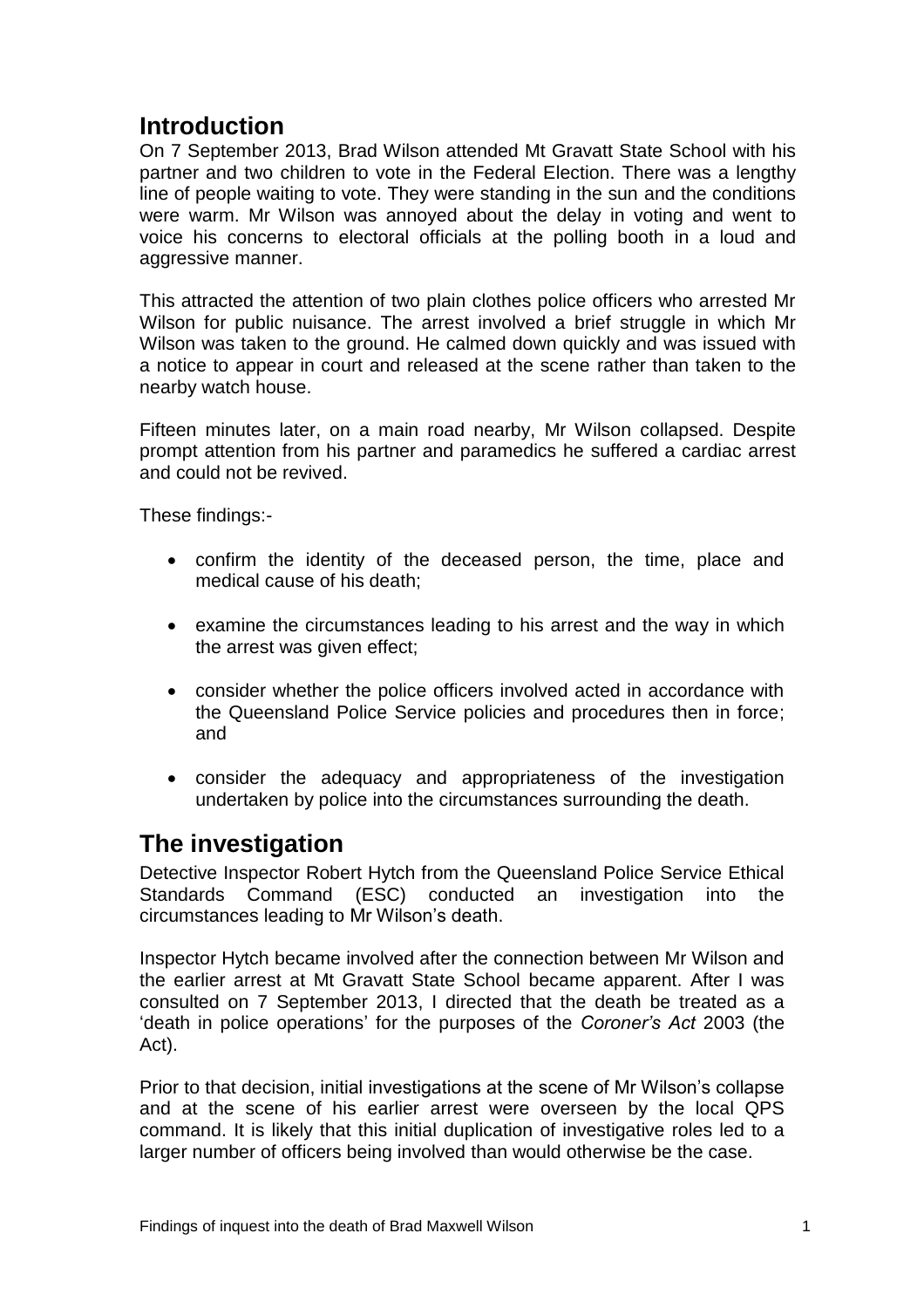## Introduction

On 7 September 2013, Brad Wilson attended Mt Gravatt State School with his partner and two children to vote in the Federal Election. There was a lengthy line of people waiting to vote. They were standing in the sun and the conditions were warm. Mr Wilson was annoyed about the delay in voting and went to voice his concerns to electoral officials at the polling booth in a loud and aggressive manner.

This attracted the attention of two plain clothes police officers who arrested Mr Wilson for public nuisance. The arrest involved a brief struggle in which Mr Wilson was taken to the ground. He calmed down quickly and was issued with a notice to appear in court and released at the scene rather than taken to the nearby watch house.

Fifteen minutes later, on a main road nearby, Mr Wilson collapsed. Despite prompt attention from his partner and paramedics he suffered a cardiac arrest and could not be revived.

These findings:-

- confirm the identity of the deceased person, the time, place and medical cause of his death;
- examine the circumstances leading to his arrest and the way in which the arrest was given effect;
- consider whether the police officers involved acted in accordance with the Queensland Police Service policies and procedures then in force; and
- consider the adequacy and appropriateness of the investigation undertaken by police into the circumstances surrounding the death.

## The investigation

Detective Inspector Robert Hytch from the Queensland Police Service Ethical Standards Command (ESC) conducted an investigation into the circumstances leading to Mr Wilson's death.

Inspector Hytch became involved after the connection between Mr Wilson and the earlier arrest at Mt Gravatt State School became apparent. After I was consulted on 7 September 2013, I directed that the death be treated as a 'death in police operations' for the purposes of the *Coroner's Act* 2003 (the Act).

Prior to that decision, initial investigations at the scene of Mr Wilson's collapse and at the scene of his earlier arrest were overseen by the local QPS command. It is likely that this initial duplication of investigative roles led to a larger number of officers being involved than would otherwise be the case.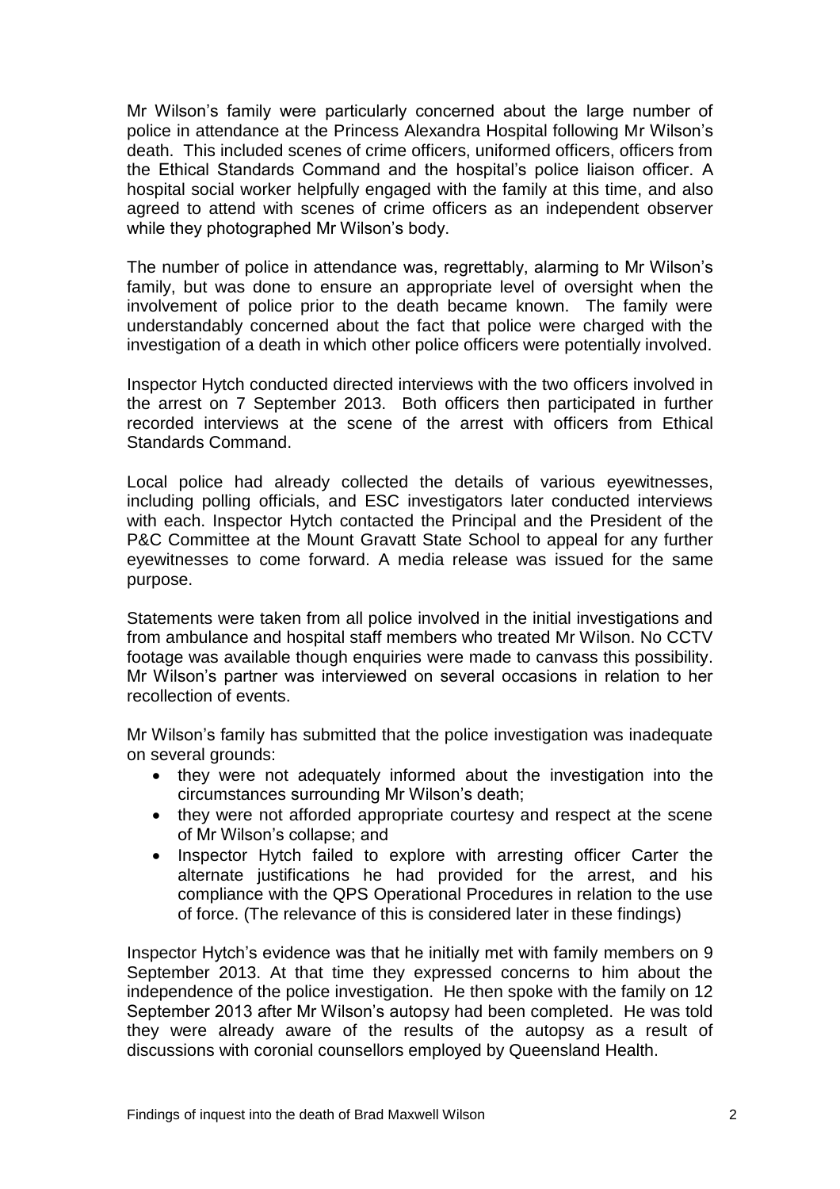Mr Wilson's family were particularly concerned about the large number of police in attendance at the Princess Alexandra Hospital following Mr Wilson's death. This included scenes of crime officers, uniformed officers, officers from the Ethical Standards Command and the hospital's police liaison officer. A hospital social worker helpfully engaged with the family at this time, and also agreed to attend with scenes of crime officers as an independent observer while they photographed Mr Wilson's body.

The number of police in attendance was, regrettably, alarming to Mr Wilson's family, but was done to ensure an appropriate level of oversight when the involvement of police prior to the death became known. The family were understandably concerned about the fact that police were charged with the investigation of a death in which other police officers were potentially involved.

Inspector Hytch conducted directed interviews with the two officers involved in the arrest on 7 September 2013. Both officers then participated in further recorded interviews at the scene of the arrest with officers from Ethical Standards Command.

Local police had already collected the details of various eyewitnesses, including polling officials, and ESC investigators later conducted interviews with each. Inspector Hytch contacted the Principal and the President of the P&C Committee at the Mount Gravatt State School to appeal for any further eyewitnesses to come forward. A media release was issued for the same purpose.

Statements were taken from all police involved in the initial investigations and from ambulance and hospital staff members who treated Mr Wilson. No CCTV footage was available though enquiries were made to canvass this possibility. Mr Wilson's partner was interviewed on several occasions in relation to her recollection of events.

Mr Wilson's family has submitted that the police investigation was inadequate on several grounds:

- they were not adequately informed about the investigation into the circumstances surrounding Mr Wilson's death;
- they were not afforded appropriate courtesy and respect at the scene of Mr Wilson's collapse; and
- Inspector Hytch failed to explore with arresting officer Carter the alternate justifications he had provided for the arrest, and his compliance with the QPS Operational Procedures in relation to the use of force. (The relevance of this is considered later in these findings)

Inspector Hytch's evidence was that he initially met with family members on 9 September 2013. At that time they expressed concerns to him about the independence of the police investigation. He then spoke with the family on 12 September 2013 after Mr Wilson's autopsy had been completed. He was told they were already aware of the results of the autopsy as a result of discussions with coronial counsellors employed by Queensland Health.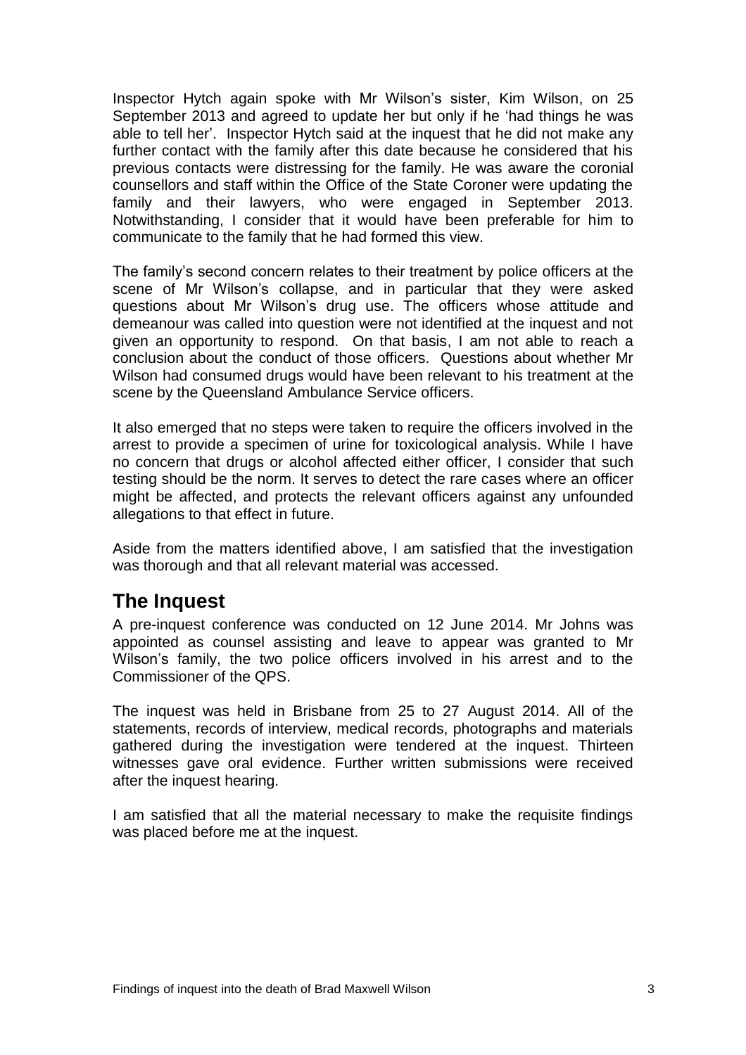Inspector Hytch again spoke with Mr Wilson's sister, Kim Wilson, on 25 September 2013 and agreed to update her but only if he 'had things he was able to tell her'. Inspector Hytch said at the inquest that he did not make any further contact with the family after this date because he considered that his previous contacts were distressing for the family. He was aware the coronial counsellors and staff within the Office of the State Coroner were updating the family and their lawyers, who were engaged in September 2013. Notwithstanding, I consider that it would have been preferable for him to communicate to the family that he had formed this view.

The family's second concern relates to their treatment by police officers at the scene of Mr Wilson's collapse, and in particular that they were asked questions about Mr Wilson's drug use. The officers whose attitude and demeanour was called into question were not identified at the inquest and not given an opportunity to respond. On that basis, I am not able to reach a conclusion about the conduct of those officers. Questions about whether Mr Wilson had consumed drugs would have been relevant to his treatment at the scene by the Queensland Ambulance Service officers.

It also emerged that no steps were taken to require the officers involved in the arrest to provide a specimen of urine for toxicological analysis. While I have no concern that drugs or alcohol affected either officer, I consider that such testing should be the norm. It serves to detect the rare cases where an officer might be affected, and protects the relevant officers against any unfounded allegations to that effect in future.

Aside from the matters identified above, I am satisfied that the investigation was thorough and that all relevant material was accessed.

## The Inquest

A pre-inquest conference was conducted on 12 June 2014. Mr Johns was appointed as counsel assisting and leave to appear was granted to Mr Wilson's family, the two police officers involved in his arrest and to the Commissioner of the QPS.

The inquest was held in Brisbane from 25 to 27 August 2014. All of the statements, records of interview, medical records, photographs and materials gathered during the investigation were tendered at the inquest. Thirteen witnesses gave oral evidence. Further written submissions were received after the inquest hearing.

I am satisfied that all the material necessary to make the requisite findings was placed before me at the inquest.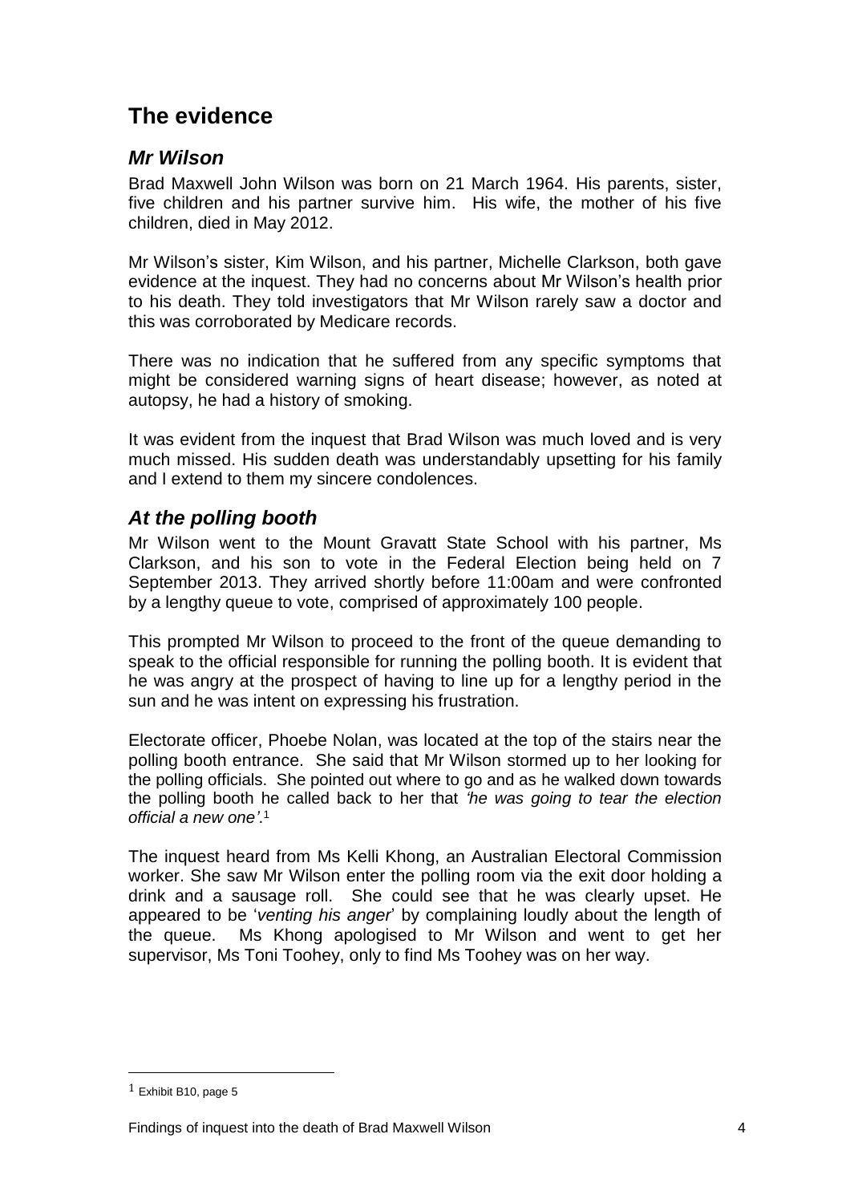# The evidence

## *Mr Wilson*

Brad Maxwell John Wilson was born on 21 March 1964. His parents, sister, five children and his partner survive him. His wife, the mother of his five children, died in May 2012.

Mr Wilson's sister, Kim Wilson, and his partner, Michelle Clarkson, both gave evidence at the inquest. They had no concerns about Mr Wilson's health prior to his death. They told investigators that Mr Wilson rarely saw a doctor and this was corroborated by Medicare records.

There was no indication that he suffered from any specific symptoms that might be considered warning signs of heart disease; however, as noted at autopsy, he had a history of smoking.

It was evident from the inquest that Brad Wilson was much loved and is very much missed. His sudden death was understandably upsetting for his family and I extend to them my sincere condolences.

## *At the polling booth*

Mr Wilson went to the Mount Gravatt State School with his partner, Ms Clarkson, and his son to vote in the Federal Election being held on 7 September 2013. They arrived shortly before 11:00am and were confronted by a lengthy queue to vote, comprised of approximately 100 people.

This prompted Mr Wilson to proceed to the front of the queue demanding to speak to the official responsible for running the polling booth. It is evident that he was angry at the prospect of having to line up for a lengthy period in the sun and he was intent on expressing his frustration.

Electorate officer, Phoebe Nolan, was located at the top of the stairs near the polling booth entrance. She said that Mr Wilson stormed up to her looking for the polling officials. She pointed out where to go and as he walked down towards the polling booth he called back to her that *'he was going to tear the election official a new one'*.[1]

The inquest heard from Ms Kelli Khong, an Australian Electoral Commission worker. She saw Mr Wilson enter the polling room via the exit door holding a drink and a sausage roll. She could see that he was clearly upset. He appeared to be '*venting his anger*' by complaining loudly about the length of the queue. Ms Khong apologised to Mr Wilson and went to get her supervisor, Ms Toni Toohey, only to find Ms Toohey was on her way.

---

[1] Exhibit B10, page 5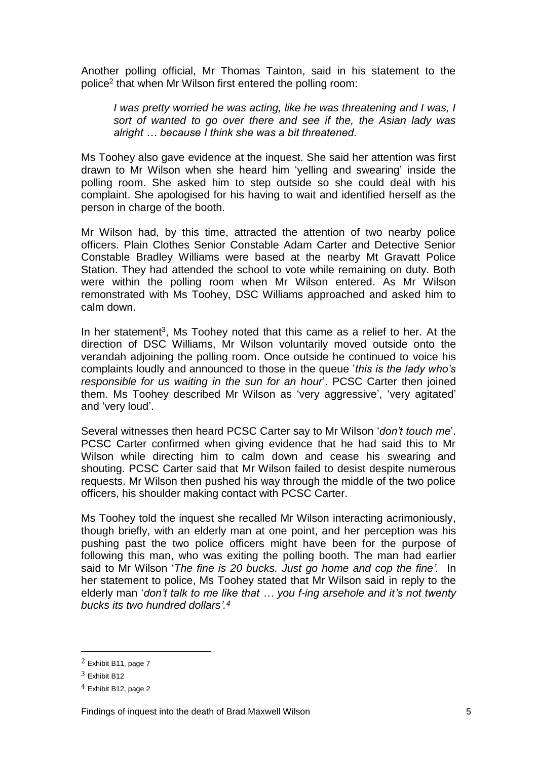Another polling official, Mr Thomas Tainton, said in his statement to the police[2] that when Mr Wilson first entered the polling room:

> *I was pretty worried he was acting, like he was threatening and I was, I sort of wanted to go over there and see if the, the Asian lady was alright … because I think she was a bit threatened.*

Ms Toohey also gave evidence at the inquest. She said her attention was first drawn to Mr Wilson when she heard him 'yelling and swearing' inside the polling room. She asked him to step outside so she could deal with his complaint. She apologised for his having to wait and identified herself as the person in charge of the booth.

Mr Wilson had, by this time, attracted the attention of two nearby police officers. Plain Clothes Senior Constable Adam Carter and Detective Senior Constable Bradley Williams were based at the nearby Mt Gravatt Police Station. They had attended the school to vote while remaining on duty. Both were within the polling room when Mr Wilson entered. As Mr Wilson remonstrated with Ms Toohey, DSC Williams approached and asked him to calm down.

In her statement[3], Ms Toohey noted that this came as a relief to her. At the direction of DSC Williams, Mr Wilson voluntarily moved outside onto the verandah adjoining the polling room. Once outside he continued to voice his complaints loudly and announced to those in the queue '*this is the lady who's responsible for us waiting in the sun for an hour*'. PCSC Carter then joined them. Ms Toohey described Mr Wilson as 'very aggressive', 'very agitated' and 'very loud'.

Several witnesses then heard PCSC Carter say to Mr Wilson '*don't touch me*'. PCSC Carter confirmed when giving evidence that he had said this to Mr Wilson while directing him to calm down and cease his swearing and shouting. PCSC Carter said that Mr Wilson failed to desist despite numerous requests. Mr Wilson then pushed his way through the middle of the two police officers, his shoulder making contact with PCSC Carter.

Ms Toohey told the inquest she recalled Mr Wilson interacting acrimoniously, though briefly, with an elderly man at one point, and her perception was his pushing past the two police officers might have been for the purpose of following this man, who was exiting the polling booth. The man had earlier said to Mr Wilson '*The fine is 20 bucks. Just go home and cop the fine'.* In her statement to police, Ms Toohey stated that Mr Wilson said in reply to the elderly man '*don't talk to me like that … you f-ing arsehole and it's not twenty bucks its two hundred dollars'.*[4]

---

[2] Exhibit B11, page 7

[3] Exhibit B12

[4] Exhibit B12, page 2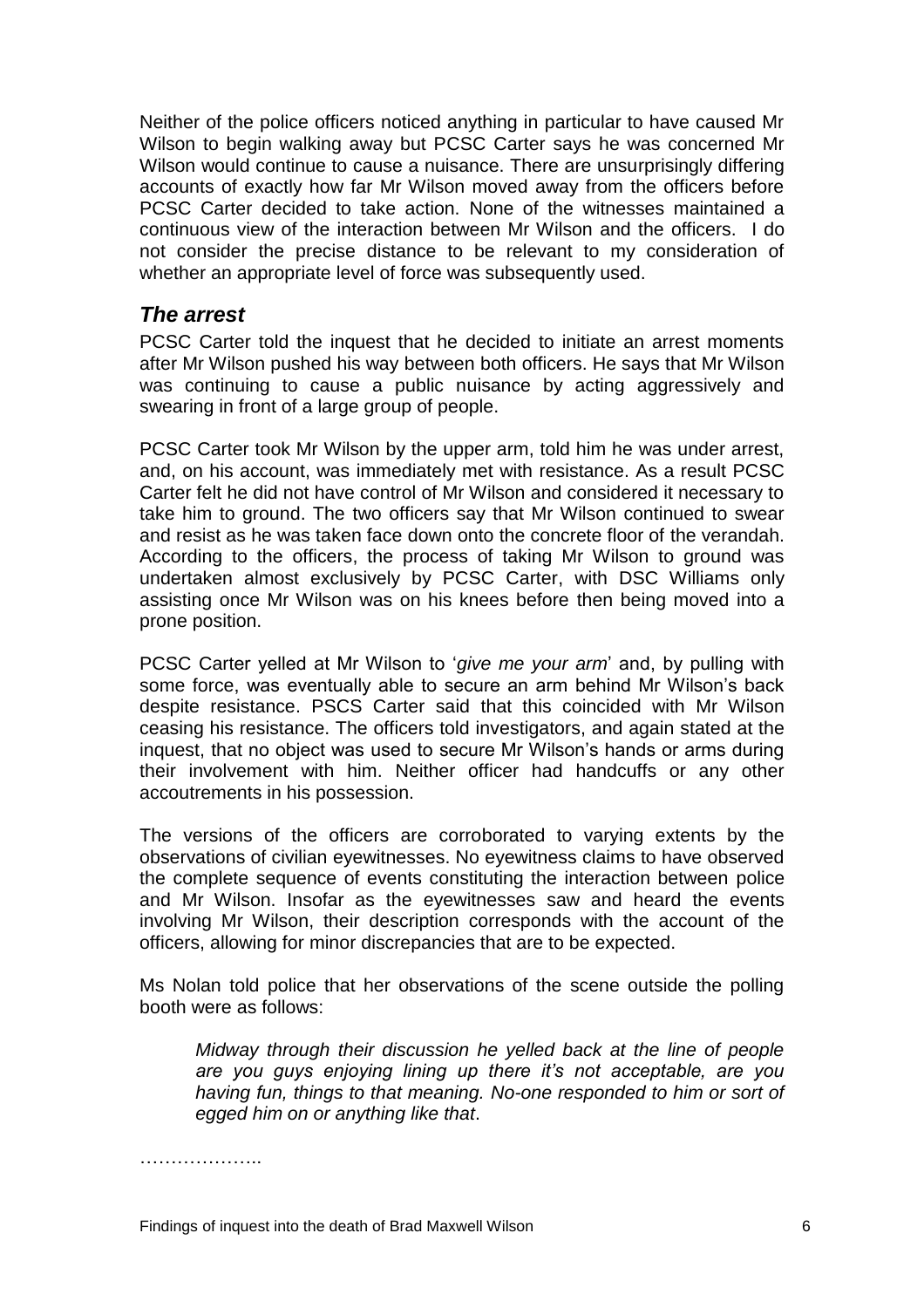Neither of the police officers noticed anything in particular to have caused Mr Wilson to begin walking away but PCSC Carter says he was concerned Mr Wilson would continue to cause a nuisance. There are unsurprisingly differing accounts of exactly how far Mr Wilson moved away from the officers before PCSC Carter decided to take action. None of the witnesses maintained a continuous view of the interaction between Mr Wilson and the officers. I do not consider the precise distance to be relevant to my consideration of whether an appropriate level of force was subsequently used.

## *The arrest*

PCSC Carter told the inquest that he decided to initiate an arrest moments after Mr Wilson pushed his way between both officers. He says that Mr Wilson was continuing to cause a public nuisance by acting aggressively and swearing in front of a large group of people.

PCSC Carter took Mr Wilson by the upper arm, told him he was under arrest, and, on his account, was immediately met with resistance. As a result PCSC Carter felt he did not have control of Mr Wilson and considered it necessary to take him to ground. The two officers say that Mr Wilson continued to swear and resist as he was taken face down onto the concrete floor of the verandah. According to the officers, the process of taking Mr Wilson to ground was undertaken almost exclusively by PCSC Carter, with DSC Williams only assisting once Mr Wilson was on his knees before then being moved into a prone position.

PCSC Carter yelled at Mr Wilson to '*give me your arm*' and, by pulling with some force, was eventually able to secure an arm behind Mr Wilson's back despite resistance. PSCS Carter said that this coincided with Mr Wilson ceasing his resistance. The officers told investigators, and again stated at the inquest, that no object was used to secure Mr Wilson's hands or arms during their involvement with him. Neither officer had handcuffs or any other accoutrements in his possession.

The versions of the officers are corroborated to varying extents by the observations of civilian eyewitnesses. No eyewitness claims to have observed the complete sequence of events constituting the interaction between police and Mr Wilson. Insofar as the eyewitnesses saw and heard the events involving Mr Wilson, their description corresponds with the account of the officers, allowing for minor discrepancies that are to be expected.

Ms Nolan told police that her observations of the scene outside the polling booth were as follows:

> *Midway through their discussion he yelled back at the line of people are you guys enjoying lining up there it's not acceptable, are you having fun, things to that meaning. No-one responded to him or sort of egged him on or anything like that*.

………………..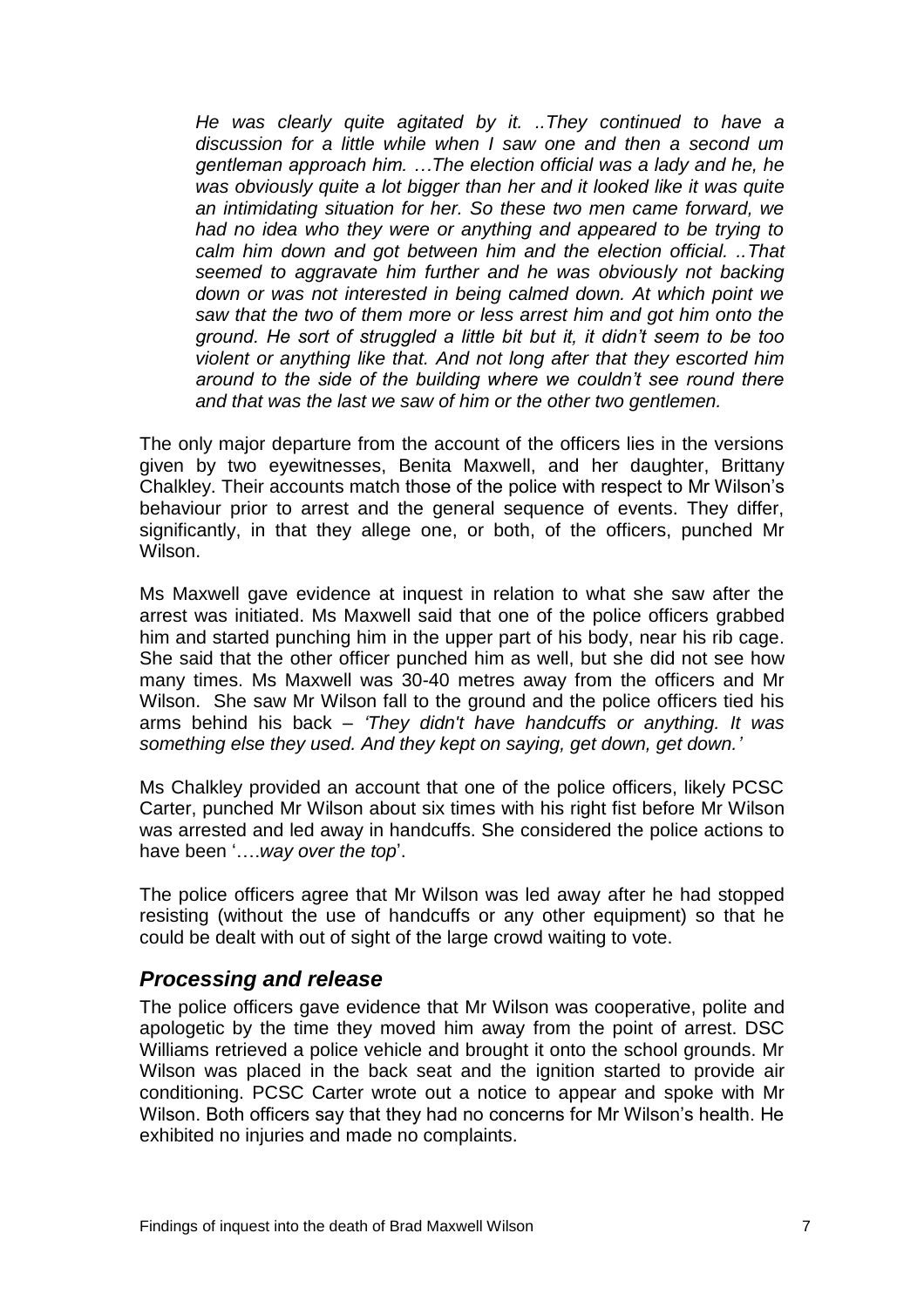> *He was clearly quite agitated by it. ..They continued to have a discussion for a little while when I saw one and then a second um gentleman approach him. …The election official was a lady and he, he was obviously quite a lot bigger than her and it looked like it was quite an intimidating situation for her. So these two men came forward, we had no idea who they were or anything and appeared to be trying to calm him down and got between him and the election official. ..That seemed to aggravate him further and he was obviously not backing down or was not interested in being calmed down. At which point we saw that the two of them more or less arrest him and got him onto the ground. He sort of struggled a little bit but it, it didn't seem to be too violent or anything like that. And not long after that they escorted him around to the side of the building where we couldn't see round there and that was the last we saw of him or the other two gentlemen.*

The only major departure from the account of the officers lies in the versions given by two eyewitnesses, Benita Maxwell, and her daughter, Brittany Chalkley. Their accounts match those of the police with respect to Mr Wilson's behaviour prior to arrest and the general sequence of events. They differ, significantly, in that they allege one, or both, of the officers, punched Mr Wilson.

Ms Maxwell gave evidence at inquest in relation to what she saw after the arrest was initiated. Ms Maxwell said that one of the police officers grabbed him and started punching him in the upper part of his body, near his rib cage. She said that the other officer punched him as well, but she did not see how many times. Ms Maxwell was 30-40 metres away from the officers and Mr Wilson. She saw Mr Wilson fall to the ground and the police officers tied his arms behind his back – *'They didn't have handcuffs or anything. It was something else they used. And they kept on saying, get down, get down.'*

Ms Chalkley provided an account that one of the police officers, likely PCSC Carter, punched Mr Wilson about six times with his right fist before Mr Wilson was arrested and led away in handcuffs. She considered the police actions to have been '….*way over the top*'.

The police officers agree that Mr Wilson was led away after he had stopped resisting (without the use of handcuffs or any other equipment) so that he could be dealt with out of sight of the large crowd waiting to vote.

## *Processing and release*

The police officers gave evidence that Mr Wilson was cooperative, polite and apologetic by the time they moved him away from the point of arrest. DSC Williams retrieved a police vehicle and brought it onto the school grounds. Mr Wilson was placed in the back seat and the ignition started to provide air conditioning. PCSC Carter wrote out a notice to appear and spoke with Mr Wilson. Both officers say that they had no concerns for Mr Wilson's health. He exhibited no injuries and made no complaints.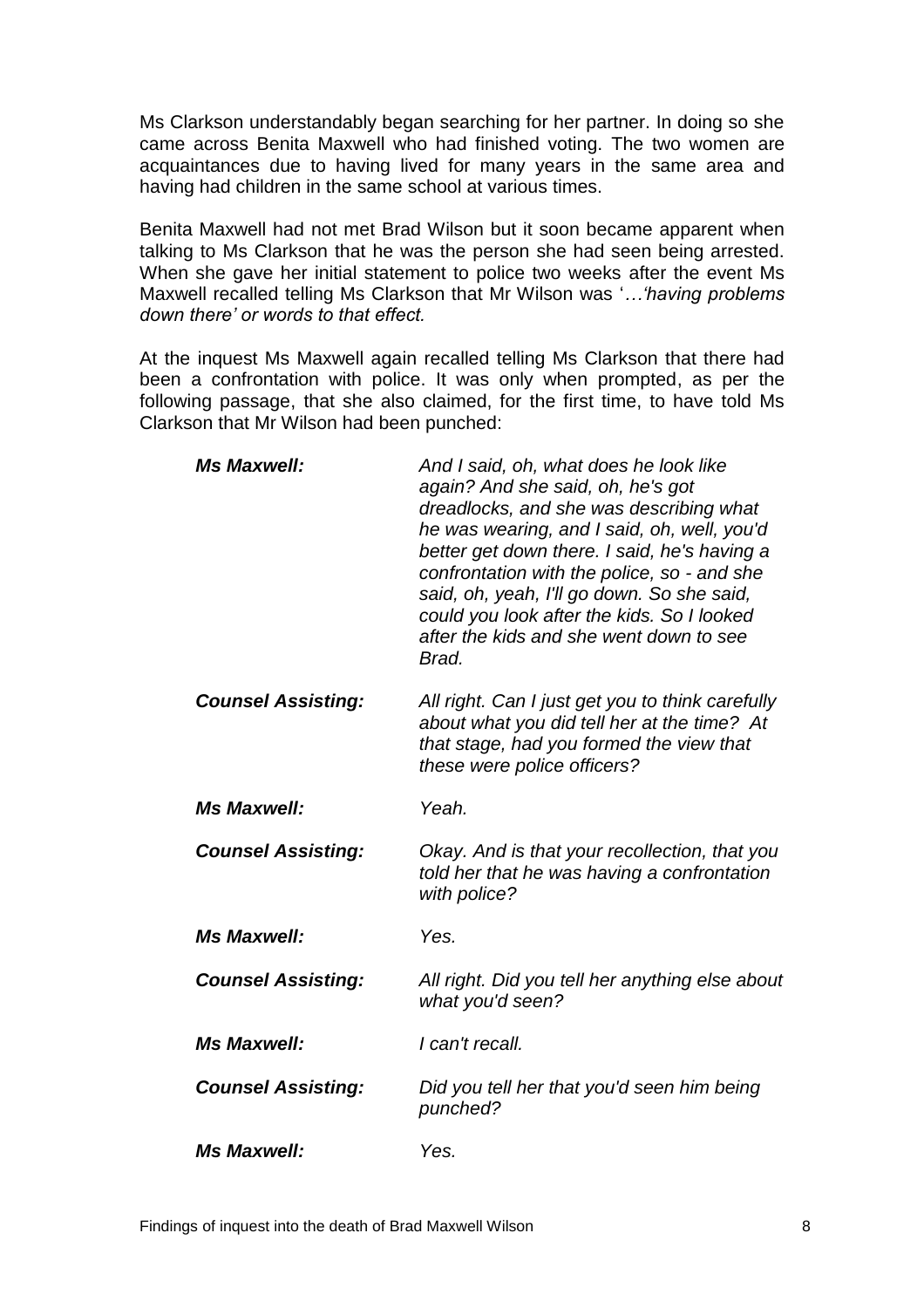Ms Clarkson understandably began searching for her partner. In doing so she came across Benita Maxwell who had finished voting. The two women are acquaintances due to having lived for many years in the same area and having had children in the same school at various times.

Benita Maxwell had not met Brad Wilson but it soon became apparent when talking to Ms Clarkson that he was the person she had seen being arrested. When she gave her initial statement to police two weeks after the event Ms Maxwell recalled telling Ms Clarkson that Mr Wilson was '*…'having problems down there' or words to that effect.*

At the inquest Ms Maxwell again recalled telling Ms Clarkson that there had been a confrontation with police. It was only when prompted, as per the following passage, that she also claimed, for the first time, to have told Ms Clarkson that Mr Wilson had been punched:

| | |
|---|---|
| ***Ms Maxwell:*** | *And I said, oh, what does he look like again? And she said, oh, he's got dreadlocks, and she was describing what he was wearing, and I said, oh, well, you'd better get down there. I said, he's having a confrontation with the police, so - and she said, oh, yeah, I'll go down. So she said, could you look after the kids. So I looked after the kids and she went down to see Brad.* |
| ***Counsel Assisting:*** | *All right. Can I just get you to think carefully about what you did tell her at the time? At that stage, had you formed the view that these were police officers?* |
| ***Ms Maxwell:*** | *Yeah.* |
| ***Counsel Assisting:*** | *Okay. And is that your recollection, that you told her that he was having a confrontation with police?* |
| ***Ms Maxwell:*** | *Yes.* |
| ***Counsel Assisting:*** | *All right. Did you tell her anything else about what you'd seen?* |
| ***Ms Maxwell:*** | *I can't recall.* |
| ***Counsel Assisting:*** | *Did you tell her that you'd seen him being punched?* |
| ***Ms Maxwell:*** | *Yes.* |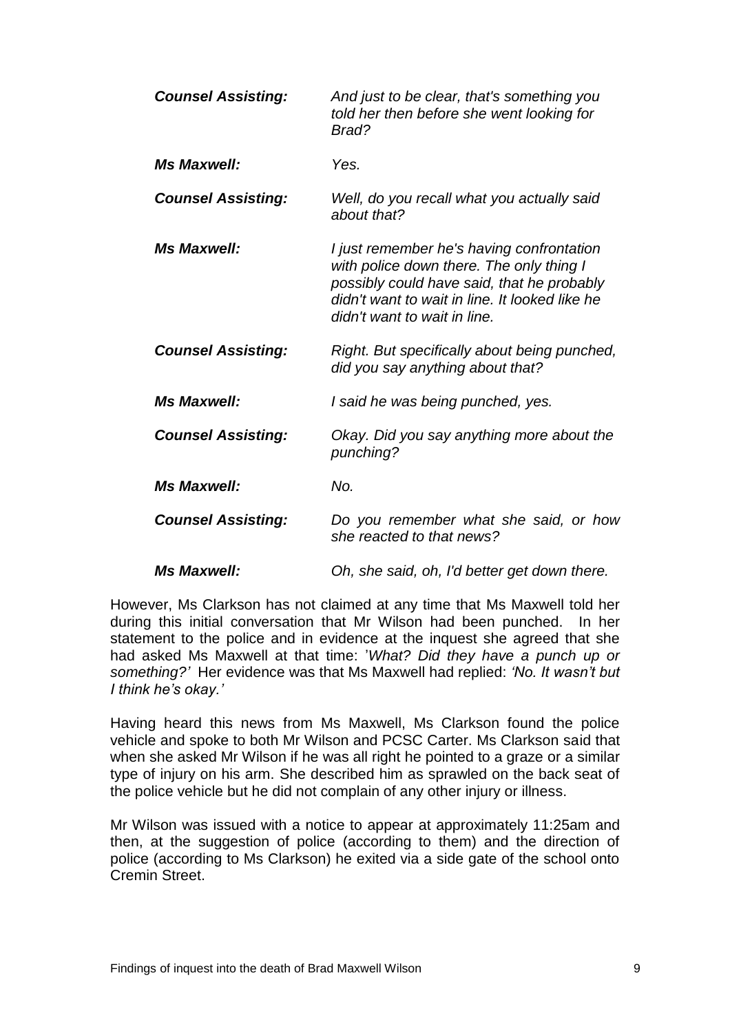| | |
|---|---|
| ***Counsel Assisting:*** | *And just to be clear, that's something you told her then before she went looking for Brad?* |
| ***Ms Maxwell:*** | *Yes.* |
| ***Counsel Assisting:*** | *Well, do you recall what you actually said about that?* |
| ***Ms Maxwell:*** | *I just remember he's having confrontation with police down there. The only thing I possibly could have said, that he probably didn't want to wait in line. It looked like he didn't want to wait in line.* |
| ***Counsel Assisting:*** | *Right. But specifically about being punched, did you say anything about that?* |
| ***Ms Maxwell:*** | *I said he was being punched, yes.* |
| ***Counsel Assisting:*** | *Okay. Did you say anything more about the punching?* |
| ***Ms Maxwell:*** | *No.* |
| ***Counsel Assisting:*** | *Do you remember what she said, or how she reacted to that news?* |
| ***Ms Maxwell:*** | *Oh, she said, oh, I'd better get down there.* |

However, Ms Clarkson has not claimed at any time that Ms Maxwell told her during this initial conversation that Mr Wilson had been punched. In her statement to the police and in evidence at the inquest she agreed that she had asked Ms Maxwell at that time: '*What? Did they have a punch up or something?'* Her evidence was that Ms Maxwell had replied: *'No. It wasn't but I think he's okay.'*

Having heard this news from Ms Maxwell, Ms Clarkson found the police vehicle and spoke to both Mr Wilson and PCSC Carter. Ms Clarkson said that when she asked Mr Wilson if he was all right he pointed to a graze or a similar type of injury on his arm. She described him as sprawled on the back seat of the police vehicle but he did not complain of any other injury or illness.

Mr Wilson was issued with a notice to appear at approximately 11:25am and then, at the suggestion of police (according to them) and the direction of police (according to Ms Clarkson) he exited via a side gate of the school onto Cremin Street.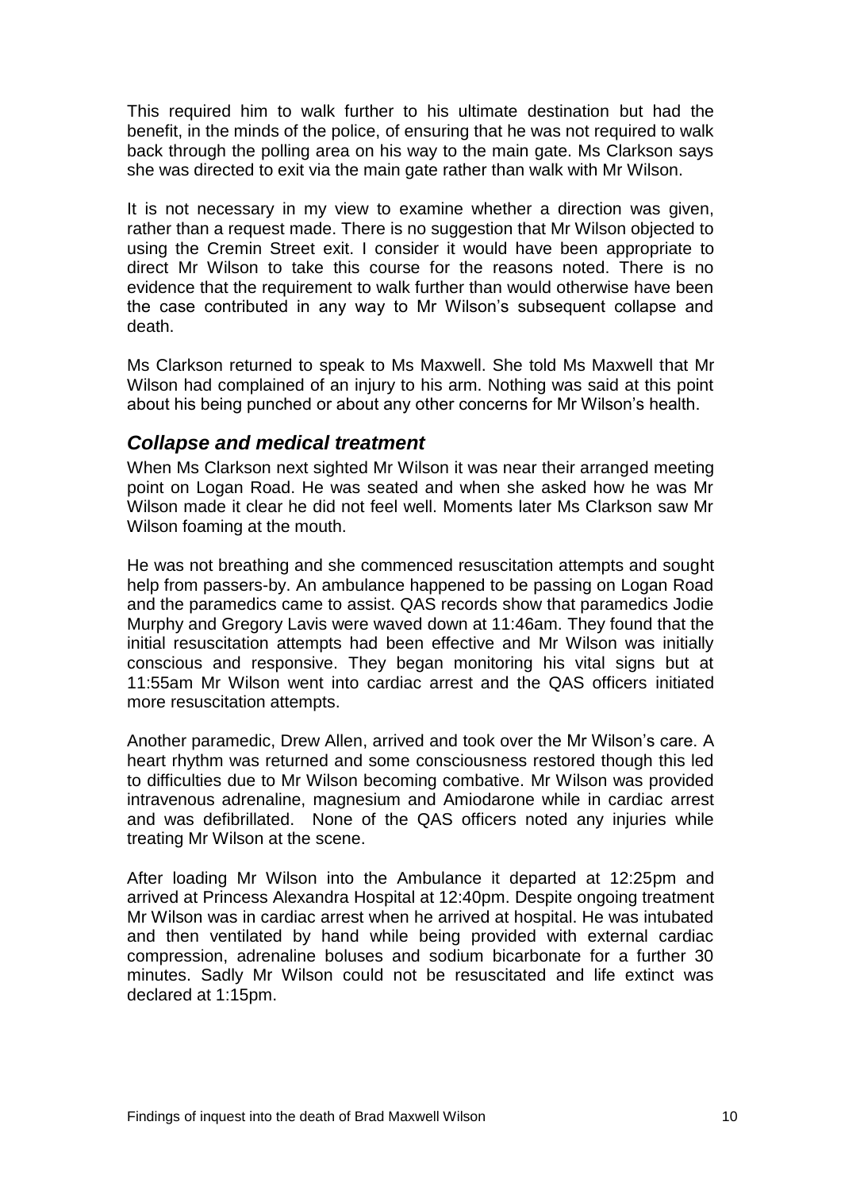This required him to walk further to his ultimate destination but had the benefit, in the minds of the police, of ensuring that he was not required to walk back through the polling area on his way to the main gate. Ms Clarkson says she was directed to exit via the main gate rather than walk with Mr Wilson.

It is not necessary in my view to examine whether a direction was given, rather than a request made. There is no suggestion that Mr Wilson objected to using the Cremin Street exit. I consider it would have been appropriate to direct Mr Wilson to take this course for the reasons noted. There is no evidence that the requirement to walk further than would otherwise have been the case contributed in any way to Mr Wilson's subsequent collapse and death.

Ms Clarkson returned to speak to Ms Maxwell. She told Ms Maxwell that Mr Wilson had complained of an injury to his arm. Nothing was said at this point about his being punched or about any other concerns for Mr Wilson's health.

## *Collapse and medical treatment*

When Ms Clarkson next sighted Mr Wilson it was near their arranged meeting point on Logan Road. He was seated and when she asked how he was Mr Wilson made it clear he did not feel well. Moments later Ms Clarkson saw Mr Wilson foaming at the mouth.

He was not breathing and she commenced resuscitation attempts and sought help from passers-by. An ambulance happened to be passing on Logan Road and the paramedics came to assist. QAS records show that paramedics Jodie Murphy and Gregory Lavis were waved down at 11:46am. They found that the initial resuscitation attempts had been effective and Mr Wilson was initially conscious and responsive. They began monitoring his vital signs but at 11:55am Mr Wilson went into cardiac arrest and the QAS officers initiated more resuscitation attempts.

Another paramedic, Drew Allen, arrived and took over the Mr Wilson's care. A heart rhythm was returned and some consciousness restored though this led to difficulties due to Mr Wilson becoming combative. Mr Wilson was provided intravenous adrenaline, magnesium and Amiodarone while in cardiac arrest and was defibrillated. None of the QAS officers noted any injuries while treating Mr Wilson at the scene.

After loading Mr Wilson into the Ambulance it departed at 12:25pm and arrived at Princess Alexandra Hospital at 12:40pm. Despite ongoing treatment Mr Wilson was in cardiac arrest when he arrived at hospital. He was intubated and then ventilated by hand while being provided with external cardiac compression, adrenaline boluses and sodium bicarbonate for a further 30 minutes. Sadly Mr Wilson could not be resuscitated and life extinct was declared at 1:15pm.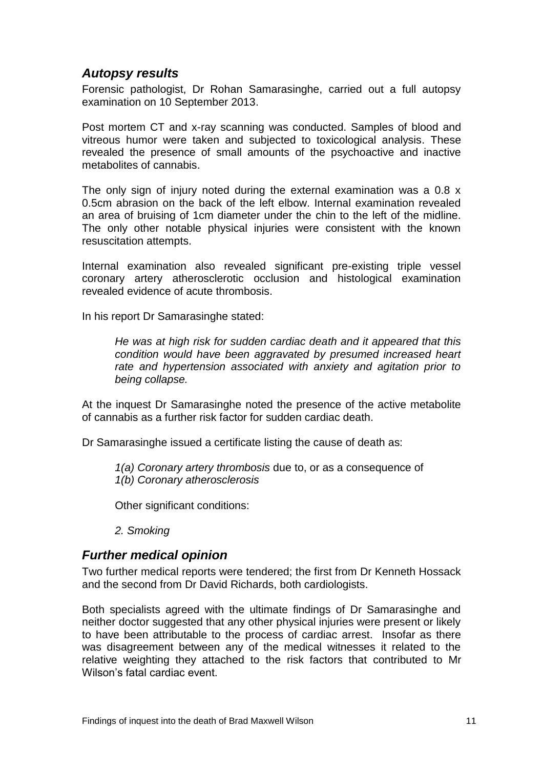## *Autopsy results*

Forensic pathologist, Dr Rohan Samarasinghe, carried out a full autopsy examination on 10 September 2013.

Post mortem CT and x-ray scanning was conducted. Samples of blood and vitreous humor were taken and subjected to toxicological analysis. These revealed the presence of small amounts of the psychoactive and inactive metabolites of cannabis.

The only sign of injury noted during the external examination was a 0.8 x 0.5cm abrasion on the back of the left elbow. Internal examination revealed an area of bruising of 1cm diameter under the chin to the left of the midline. The only other notable physical injuries were consistent with the known resuscitation attempts.

Internal examination also revealed significant pre-existing triple vessel coronary artery atherosclerotic occlusion and histological examination revealed evidence of acute thrombosis.

In his report Dr Samarasinghe stated:

> *He was at high risk for sudden cardiac death and it appeared that this condition would have been aggravated by presumed increased heart rate and hypertension associated with anxiety and agitation prior to being collapse.*

At the inquest Dr Samarasinghe noted the presence of the active metabolite of cannabis as a further risk factor for sudden cardiac death.

Dr Samarasinghe issued a certificate listing the cause of death as:

> *1(a) Coronary artery thrombosis* due to, or as a consequence of
> *1(b) Coronary atherosclerosis*
>
> Other significant conditions:
>
> *2. Smoking*

## *Further medical opinion*

Two further medical reports were tendered; the first from Dr Kenneth Hossack and the second from Dr David Richards, both cardiologists.

Both specialists agreed with the ultimate findings of Dr Samarasinghe and neither doctor suggested that any other physical injuries were present or likely to have been attributable to the process of cardiac arrest. Insofar as there was disagreement between any of the medical witnesses it related to the relative weighting they attached to the risk factors that contributed to Mr Wilson's fatal cardiac event.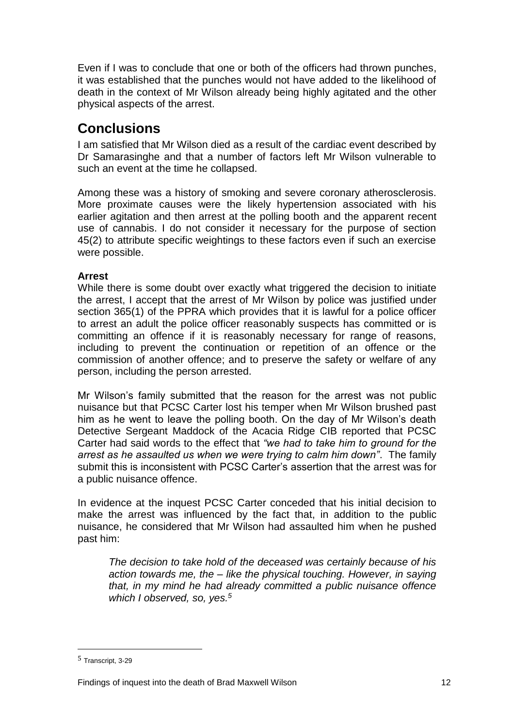Even if I was to conclude that one or both of the officers had thrown punches, it was established that the punches would not have added to the likelihood of death in the context of Mr Wilson already being highly agitated and the other physical aspects of the arrest.

## Conclusions

I am satisfied that Mr Wilson died as a result of the cardiac event described by Dr Samarasinghe and that a number of factors left Mr Wilson vulnerable to such an event at the time he collapsed.

Among these was a history of smoking and severe coronary atherosclerosis. More proximate causes were the likely hypertension associated with his earlier agitation and then arrest at the polling booth and the apparent recent use of cannabis. I do not consider it necessary for the purpose of section 45(2) to attribute specific weightings to these factors even if such an exercise were possible.

**Arrest**

While there is some doubt over exactly what triggered the decision to initiate the arrest, I accept that the arrest of Mr Wilson by police was justified under section 365(1) of the PPRA which provides that it is lawful for a police officer to arrest an adult the police officer reasonably suspects has committed or is committing an offence if it is reasonably necessary for range of reasons, including to prevent the continuation or repetition of an offence or the commission of another offence; and to preserve the safety or welfare of any person, including the person arrested.

Mr Wilson's family submitted that the reason for the arrest was not public nuisance but that PCSC Carter lost his temper when Mr Wilson brushed past him as he went to leave the polling booth. On the day of Mr Wilson's death Detective Sergeant Maddock of the Acacia Ridge CIB reported that PCSC Carter had said words to the effect that *"we had to take him to ground for the arrest as he assaulted us when we were trying to calm him down"*. The family submit this is inconsistent with PCSC Carter's assertion that the arrest was for a public nuisance offence.

In evidence at the inquest PCSC Carter conceded that his initial decision to make the arrest was influenced by the fact that, in addition to the public nuisance, he considered that Mr Wilson had assaulted him when he pushed past him:

> *The decision to take hold of the deceased was certainly because of his action towards me, the – like the physical touching. However, in saying that, in my mind he had already committed a public nuisance offence which I observed, so, yes.*[5]

[5] Transcript, 3-29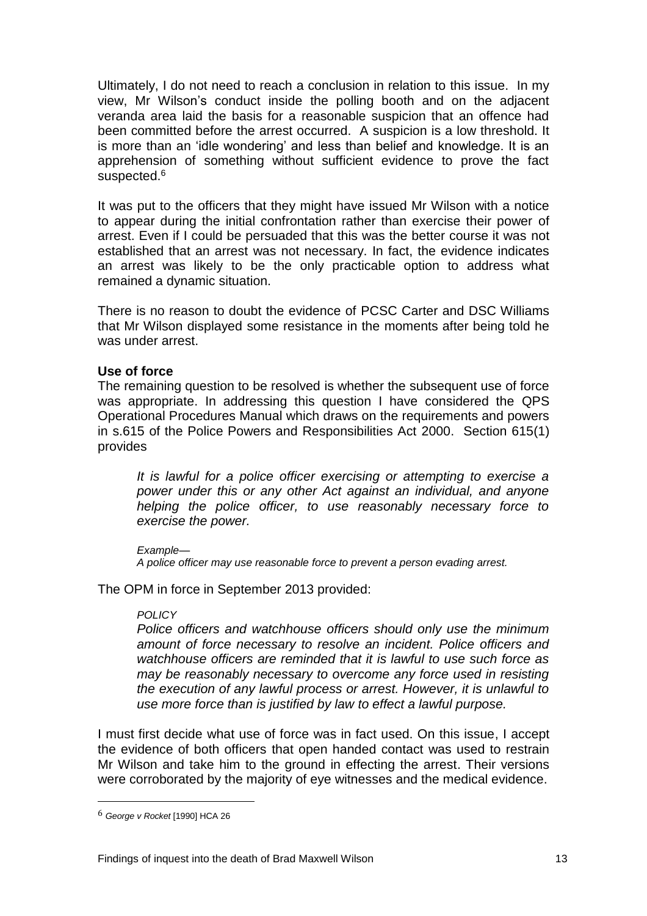Ultimately, I do not need to reach a conclusion in relation to this issue. In my view, Mr Wilson's conduct inside the polling booth and on the adjacent veranda area laid the basis for a reasonable suspicion that an offence had been committed before the arrest occurred. A suspicion is a low threshold. It is more than an 'idle wondering' and less than belief and knowledge. It is an apprehension of something without sufficient evidence to prove the fact suspected.[6]

It was put to the officers that they might have issued Mr Wilson with a notice to appear during the initial confrontation rather than exercise their power of arrest. Even if I could be persuaded that this was the better course it was not established that an arrest was not necessary. In fact, the evidence indicates an arrest was likely to be the only practicable option to address what remained a dynamic situation.

There is no reason to doubt the evidence of PCSC Carter and DSC Williams that Mr Wilson displayed some resistance in the moments after being told he was under arrest.

**Use of force**

The remaining question to be resolved is whether the subsequent use of force was appropriate. In addressing this question I have considered the QPS Operational Procedures Manual which draws on the requirements and powers in s.615 of the Police Powers and Responsibilities Act 2000. Section 615(1) provides

> *It is lawful for a police officer exercising or attempting to exercise a power under this or any other Act against an individual, and anyone helping the police officer, to use reasonably necessary force to exercise the power.*
>
> *Example—*
> *A police officer may use reasonable force to prevent a person evading arrest.*

The OPM in force in September 2013 provided:

> *POLICY*
> *Police officers and watchhouse officers should only use the minimum amount of force necessary to resolve an incident. Police officers and watchhouse officers are reminded that it is lawful to use such force as may be reasonably necessary to overcome any force used in resisting the execution of any lawful process or arrest. However, it is unlawful to use more force than is justified by law to effect a lawful purpose.*

I must first decide what use of force was in fact used. On this issue, I accept the evidence of both officers that open handed contact was used to restrain Mr Wilson and take him to the ground in effecting the arrest. Their versions were corroborated by the majority of eye witnesses and the medical evidence.

---

[6] *George v Rocket* [1990] HCA 26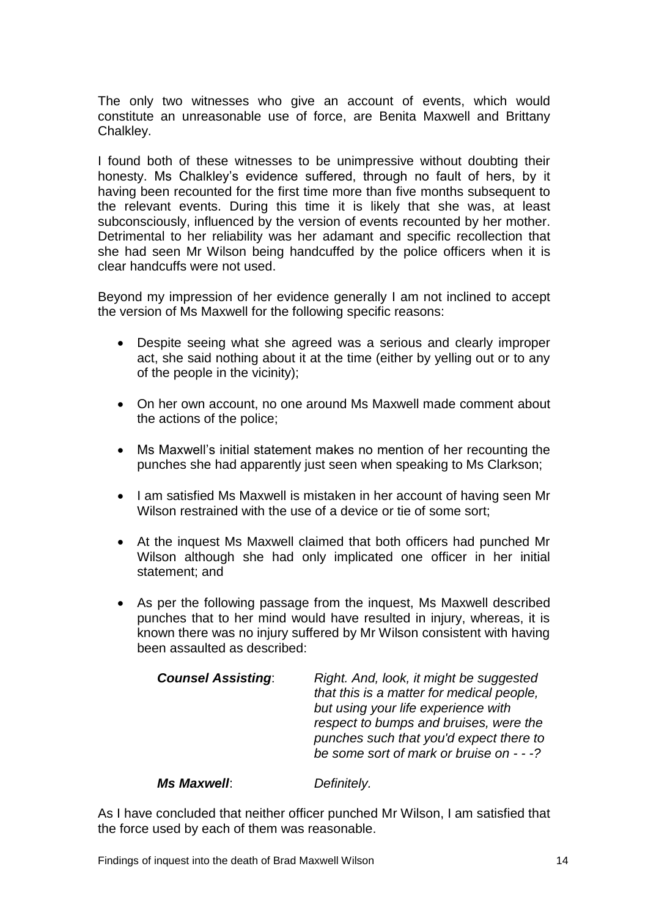The only two witnesses who give an account of events, which would constitute an unreasonable use of force, are Benita Maxwell and Brittany Chalkley.

I found both of these witnesses to be unimpressive without doubting their honesty. Ms Chalkley's evidence suffered, through no fault of hers, by it having been recounted for the first time more than five months subsequent to the relevant events. During this time it is likely that she was, at least subconsciously, influenced by the version of events recounted by her mother. Detrimental to her reliability was her adamant and specific recollection that she had seen Mr Wilson being handcuffed by the police officers when it is clear handcuffs were not used.

Beyond my impression of her evidence generally I am not inclined to accept the version of Ms Maxwell for the following specific reasons:

- Despite seeing what she agreed was a serious and clearly improper act, she said nothing about it at the time (either by yelling out or to any of the people in the vicinity);
- On her own account, no one around Ms Maxwell made comment about the actions of the police;
- Ms Maxwell's initial statement makes no mention of her recounting the punches she had apparently just seen when speaking to Ms Clarkson;
- I am satisfied Ms Maxwell is mistaken in her account of having seen Mr Wilson restrained with the use of a device or tie of some sort;
- At the inquest Ms Maxwell claimed that both officers had punched Mr Wilson although she had only implicated one officer in her initial statement; and
- As per the following passage from the inquest, Ms Maxwell described punches that to her mind would have resulted in injury, whereas, it is known there was no injury suffered by Mr Wilson consistent with having been assaulted as described:

> ***Counsel Assisting***: *Right. And, look, it might be suggested that this is a matter for medical people, but using your life experience with respect to bumps and bruises, were the punches such that you'd expect there to be some sort of mark or bruise on - - -?*
>
> ***Ms Maxwell***: *Definitely.*

As I have concluded that neither officer punched Mr Wilson, I am satisfied that the force used by each of them was reasonable.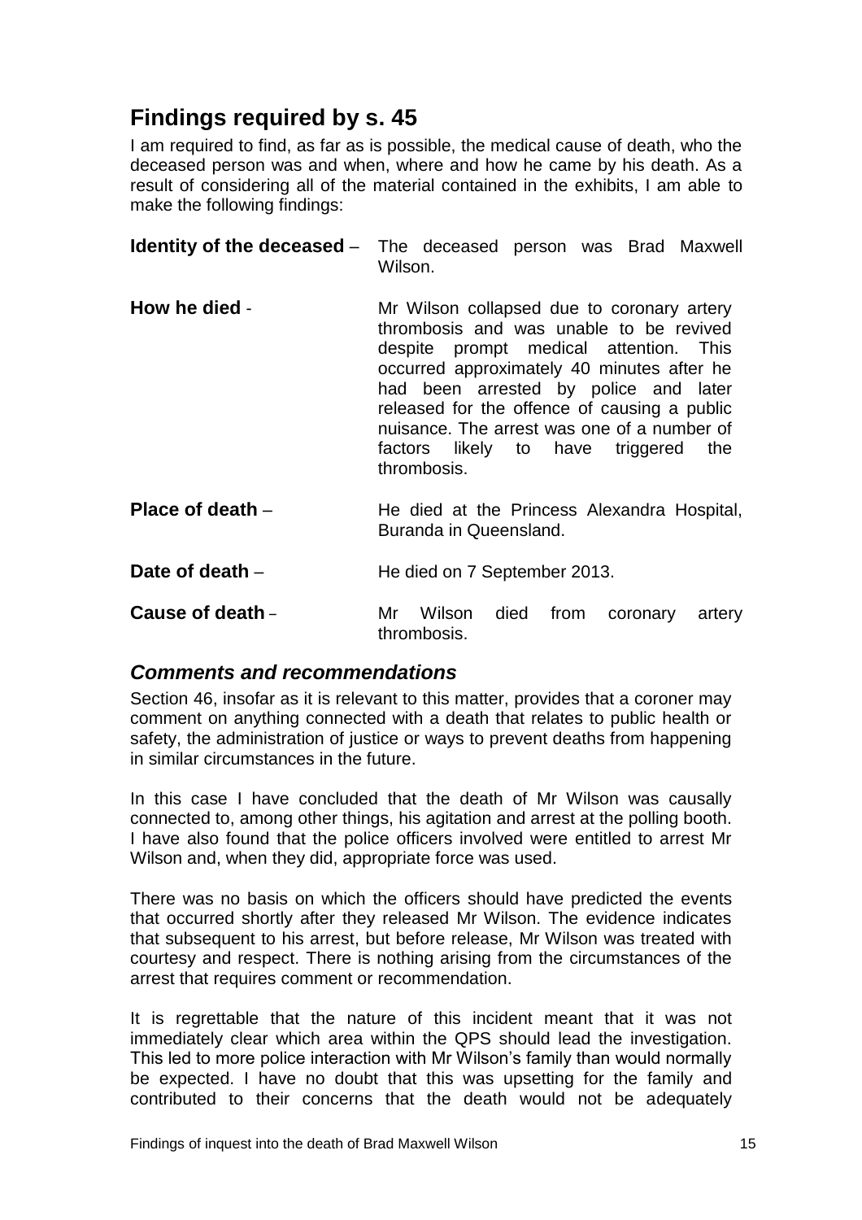## Findings required by s. 45

I am required to find, as far as is possible, the medical cause of death, who the deceased person was and when, where and how he came by his death. As a result of considering all of the material contained in the exhibits, I am able to make the following findings:

**Identity of the deceased** – The deceased person was Brad Maxwell Wilson.

**How he died** - Mr Wilson collapsed due to coronary artery thrombosis and was unable to be revived despite prompt medical attention. This occurred approximately 40 minutes after he had been arrested by police and later released for the offence of causing a public nuisance. The arrest was one of a number of factors likely to have triggered the thrombosis.

**Place of death** – He died at the Princess Alexandra Hospital, Buranda in Queensland.

**Date of death** – He died on 7 September 2013.

**Cause of death** – Mr Wilson died from coronary artery thrombosis.

### *Comments and recommendations*

Section 46, insofar as it is relevant to this matter, provides that a coroner may comment on anything connected with a death that relates to public health or safety, the administration of justice or ways to prevent deaths from happening in similar circumstances in the future.

In this case I have concluded that the death of Mr Wilson was causally connected to, among other things, his agitation and arrest at the polling booth. I have also found that the police officers involved were entitled to arrest Mr Wilson and, when they did, appropriate force was used.

There was no basis on which the officers should have predicted the events that occurred shortly after they released Mr Wilson. The evidence indicates that subsequent to his arrest, but before release, Mr Wilson was treated with courtesy and respect. There is nothing arising from the circumstances of the arrest that requires comment or recommendation.

It is regrettable that the nature of this incident meant that it was not immediately clear which area within the QPS should lead the investigation. This led to more police interaction with Mr Wilson's family than would normally be expected. I have no doubt that this was upsetting for the family and contributed to their concerns that the death would not be adequately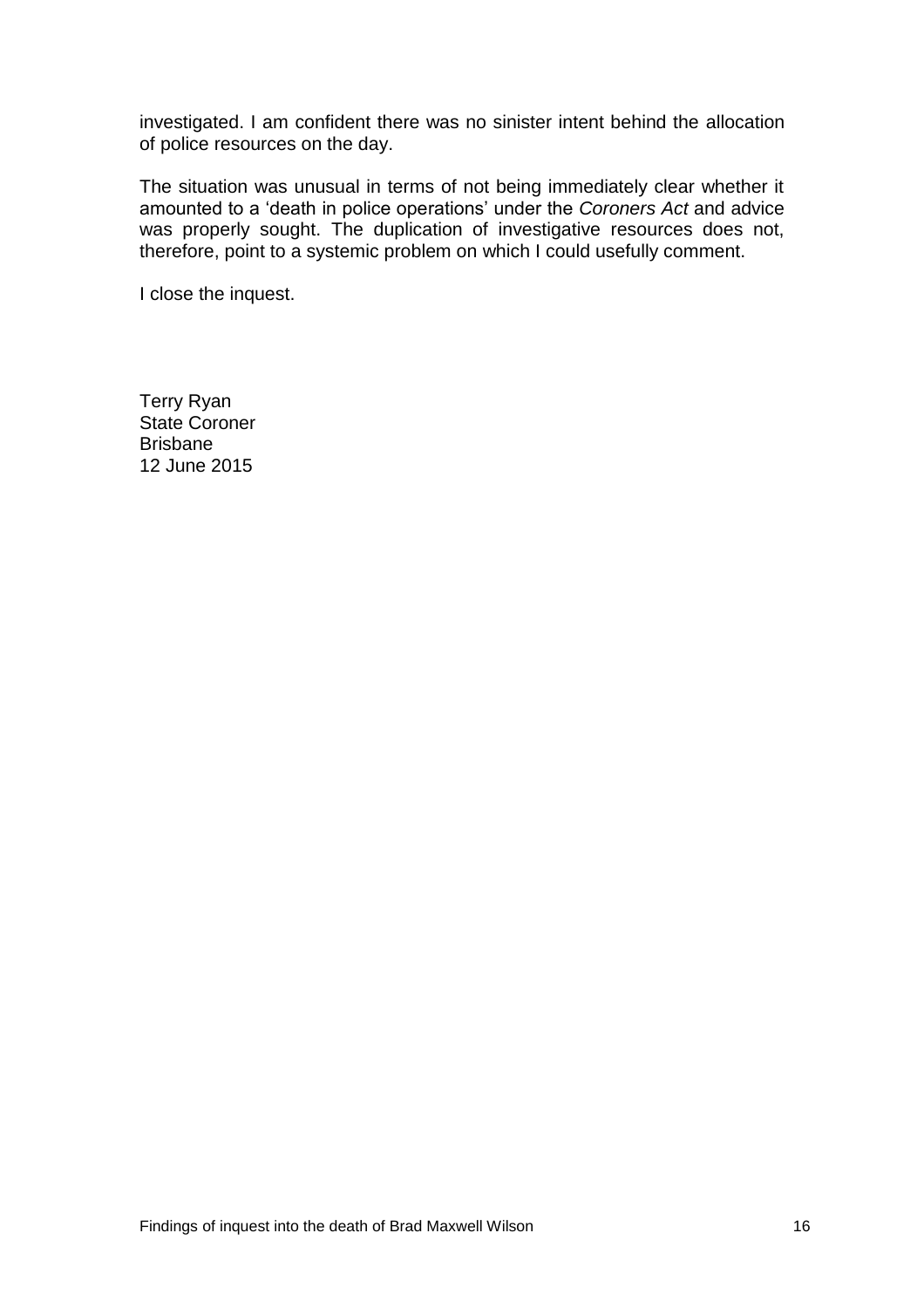investigated. I am confident there was no sinister intent behind the allocation of police resources on the day.

The situation was unusual in terms of not being immediately clear whether it amounted to a 'death in police operations' under the *Coroners Act* and advice was properly sought. The duplication of investigative resources does not, therefore, point to a systemic problem on which I could usefully comment.

I close the inquest.

Terry Ryan
State Coroner
Brisbane
12 June 2015